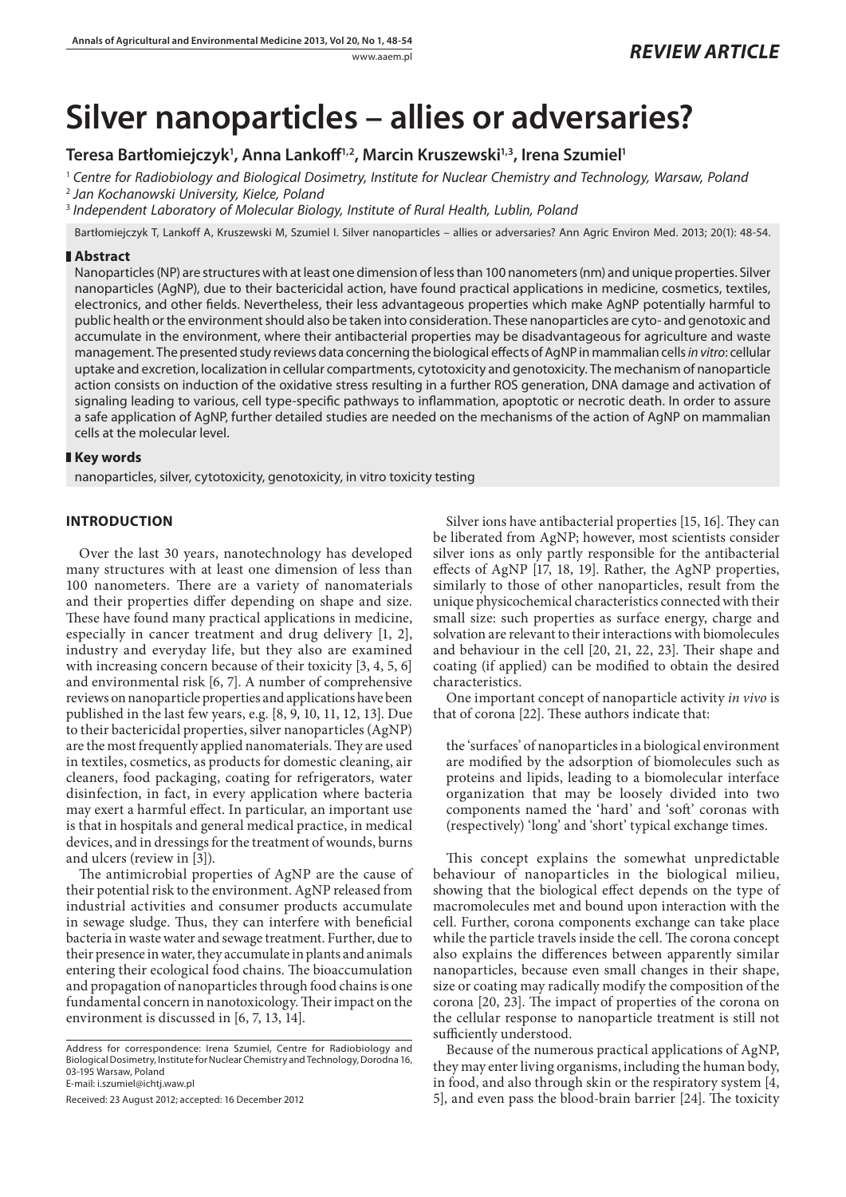REVIEW ARTICLE

# Silver nanoparticles – allies or adversaries?

**Teresa Bartłomiejczyk[1], Anna Lankoff[1,2], Marcin Kruszewski[1,3], Irena Szumiel[1]**

[1] *Centre for Radiobiology and Biological Dosimetry, Institute for Nuclear Chemistry and Technology, Warsaw, Poland*
[2] *Jan Kochanowski University, Kielce, Poland*
[3] *Independent Laboratory of Molecular Biology, Institute of Rural Health, Lublin, Poland*

Bartłomiejczyk T, Lankoff A, Kruszewski M, Szumiel I. Silver nanoparticles – allies or adversaries? Ann Agric Environ Med. 2013; 20(1): 48-54.

## Abstract

Nanoparticles (NP) are structures with at least one dimension of less than 100 nanometers (nm) and unique properties. Silver nanoparticles (AgNP), due to their bactericidal action, have found practical applications in medicine, cosmetics, textiles, electronics, and other fields. Nevertheless, their less advantageous properties which make AgNP potentially harmful to public health or the environment should also be taken into consideration. These nanoparticles are cyto- and genotoxic and accumulate in the environment, where their antibacterial properties may be disadvantageous for agriculture and waste management. The presented study reviews data concerning the biological effects of AgNP in mammalian cells *in vitro*: cellular uptake and excretion, localization in cellular compartments, cytotoxicity and genotoxicity. The mechanism of nanoparticle action consists on induction of the oxidative stress resulting in a further ROS generation, DNA damage and activation of signaling leading to various, cell type-specific pathways to inflammation, apoptotic or necrotic death. In order to assure a safe application of AgNP, further detailed studies are needed on the mechanisms of the action of AgNP on mammalian cells at the molecular level.

## Key words

nanoparticles, silver, cytotoxicity, genotoxicity, in vitro toxicity testing

## INTRODUCTION

Over the last 30 years, nanotechnology has developed many structures with at least one dimension of less than 100 nanometers. There are a variety of nanomaterials and their properties differ depending on shape and size. These have found many practical applications in medicine, especially in cancer treatment and drug delivery [1, 2], industry and everyday life, but they also are examined with increasing concern because of their toxicity [3, 4, 5, 6] and environmental risk [6, 7]. A number of comprehensive reviews on nanoparticle properties and applications have been published in the last few years, e.g. [8, 9, 10, 11, 12, 13]. Due to their bactericidal properties, silver nanoparticles (AgNP) are the most frequently applied nanomaterials. They are used in textiles, cosmetics, as products for domestic cleaning, air cleaners, food packaging, coating for refrigerators, water disinfection, in fact, in every application where bacteria may exert a harmful effect. In particular, an important use is that in hospitals and general medical practice, in medical devices, and in dressings for the treatment of wounds, burns and ulcers (review in [3]).

The antimicrobial properties of AgNP are the cause of their potential risk to the environment. AgNP released from industrial activities and consumer products accumulate in sewage sludge. Thus, they can interfere with beneficial bacteria in waste water and sewage treatment. Further, due to their presence in water, they accumulate in plants and animals entering their ecological food chains. The bioaccumulation and propagation of nanoparticles through food chains is one fundamental concern in nanotoxicology. Their impact on the environment is discussed in [6, 7, 13, 14].

Silver ions have antibacterial properties [15, 16]. They can be liberated from AgNP; however, most scientists consider silver ions as only partly responsible for the antibacterial effects of AgNP [17, 18, 19]. Rather, the AgNP properties, similarly to those of other nanoparticles, result from the unique physicochemical characteristics connected with their small size: such properties as surface energy, charge and solvation are relevant to their interactions with biomolecules and behaviour in the cell [20, 21, 22, 23]. Their shape and coating (if applied) can be modified to obtain the desired characteristics.

One important concept of nanoparticle activity *in vivo* is that of corona [22]. These authors indicate that:

> the 'surfaces' of nanoparticles in a biological environment are modified by the adsorption of biomolecules such as proteins and lipids, leading to a biomolecular interface organization that may be loosely divided into two components named the 'hard' and 'soft' coronas with (respectively) 'long' and 'short' typical exchange times.

This concept explains the somewhat unpredictable behaviour of nanoparticles in the biological milieu, showing that the biological effect depends on the type of macromolecules met and bound upon interaction with the cell. Further, corona components exchange can take place while the particle travels inside the cell. The corona concept also explains the differences between apparently similar nanoparticles, because even small changes in their shape, size or coating may radically modify the composition of the corona [20, 23]. The impact of properties of the corona on the cellular response to nanoparticle treatment is still not sufficiently understood.

Because of the numerous practical applications of AgNP, they may enter living organisms, including the human body, in food, and also through skin or the respiratory system [4, 5], and even pass the blood-brain barrier [24]. The toxicity

Address for correspondence: Irena Szumiel, Centre for Radiobiology and Biological Dosimetry, Institute for Nuclear Chemistry and Technology, Dorodna 16, 03-195 Warsaw, Poland
E-mail: i.szumiel@ichtj.waw.pl

Received: 23 August 2012; accepted: 16 December 2012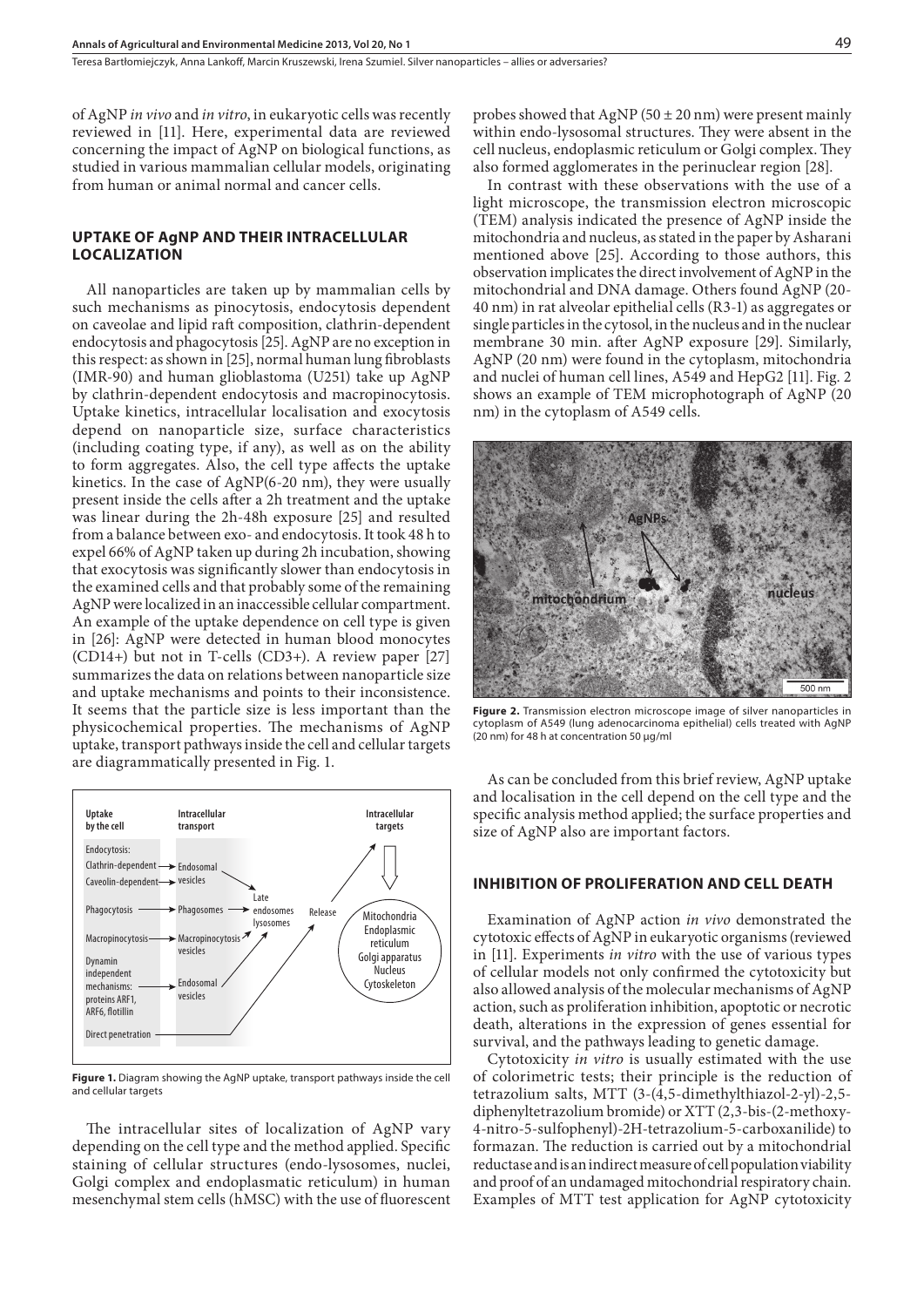of AgNP *in vivo* and *in vitro*, in eukaryotic cells was recently reviewed in [11]. Here, experimental data are reviewed concerning the impact of AgNP on biological functions, as studied in various mammalian cellular models, originating from human or animal normal and cancer cells.

## UPTAKE OF AgNP AND THEIR INTRACELLULAR LOCALIZATION

All nanoparticles are taken up by mammalian cells by such mechanisms as pinocytosis, endocytosis dependent on caveolae and lipid raft composition, clathrin-dependent endocytosis and phagocytosis [25]. AgNP are no exception in this respect: as shown in [25], normal human lung fibroblasts (IMR-90) and human glioblastoma (U251) take up AgNP by clathrin-dependent endocytosis and macropinocytosis. Uptake kinetics, intracellular localisation and exocytosis depend on nanoparticle size, surface characteristics (including coating type, if any), as well as on the ability to form aggregates. Also, the cell type affects the uptake kinetics. In the case of AgNP(6-20 nm), they were usually present inside the cells after a 2h treatment and the uptake was linear during the 2h-48h exposure [25] and resulted from a balance between exo- and endocytosis. It took 48 h to expel 66% of AgNP taken up during 2h incubation, showing that exocytosis was significantly slower than endocytosis in the examined cells and that probably some of the remaining AgNP were localized in an inaccessible cellular compartment. An example of the uptake dependence on cell type is given in [26]: AgNP were detected in human blood monocytes (CD14+) but not in T-cells (CD3+). A review paper [27] summarizes the data on relations between nanoparticle size and uptake mechanisms and points to their inconsistence. It seems that the particle size is less important than the physicochemical properties. The mechanisms of AgNP uptake, transport pathways inside the cell and cellular targets are diagrammatically presented in Fig. 1.

| Uptake by the cell | Intracellular transport | | Intracellular targets |
|---|---|---|---|
| Endocytosis: | | | |
| Clathrin-dependent → | Endosomal vesicles | | |
| Caveolin-dependent → | | | |
| Phagocytosis → | Phagosomes → | Late endosomes lysosomes → Release | Mitochondria, Endoplasmic reticulum, Golgi apparatus, Nucleus, Cytoskeleton |
| Macropinocytosis → | Macropinocytosis vesicles | | |
| Dynamin independent mechanisms: proteins ARF1, ARF6, flotillin → | Endosomal vesicles | | |
| Direct penetration → | | | |

**Figure 1.** Diagram showing the AgNP uptake, transport pathways inside the cell and cellular targets

The intracellular sites of localization of AgNP vary depending on the cell type and the method applied. Specific staining of cellular structures (endo-lysosomes, nuclei, Golgi complex and endoplasmatic reticulum) in human mesenchymal stem cells (hMSC) with the use of fluorescent probes showed that AgNP (50 ± 20 nm) were present mainly within endo-lysosomal structures. They were absent in the cell nucleus, endoplasmic reticulum or Golgi complex. They also formed agglomerates in the perinuclear region [28].

In contrast with these observations with the use of a light microscope, the transmission electron microscopic (TEM) analysis indicated the presence of AgNP inside the mitochondria and nucleus, as stated in the paper by Asharani mentioned above [25]. According to those authors, this observation implicates the direct involvement of AgNP in the mitochondrial and DNA damage. Others found AgNP (20-40 nm) in rat alveolar epithelial cells (R3-1) as aggregates or single particles in the cytosol, in the nucleus and in the nuclear membrane 30 min. after AgNP exposure [29]. Similarly, AgNP (20 nm) were found in the cytoplasm, mitochondria and nuclei of human cell lines, A549 and HepG2 [11]. Fig. 2 shows an example of TEM microphotograph of AgNP (20 nm) in the cytoplasm of A549 cells.

**Figure 2.** Transmission electron microscope image of silver nanoparticles in cytoplasm of A549 (lung adenocarcinoma epithelial) cells treated with AgNP (20 nm) for 48 h at concentration 50 μg/ml

As can be concluded from this brief review, AgNP uptake and localisation in the cell depend on the cell type and the specific analysis method applied; the surface properties and size of AgNP also are important factors.

## INHIBITION OF PROLIFERATION AND CELL DEATH

Examination of AgNP action *in vivo* demonstrated the cytotoxic effects of AgNP in eukaryotic organisms (reviewed in [11]. Experiments *in vitro* with the use of various types of cellular models not only confirmed the cytotoxicity but also allowed analysis of the molecular mechanisms of AgNP action, such as proliferation inhibition, apoptotic or necrotic death, alterations in the expression of genes essential for survival, and the pathways leading to genetic damage.

Cytotoxicity *in vitro* is usually estimated with the use of colorimetric tests; their principle is the reduction of tetrazolium salts, MTT (3-(4,5-dimethylthiazol-2-yl)-2,5-diphenyltetrazolium bromide) or XTT (2,3-bis-(2-methoxy-4-nitro-5-sulfophenyl)-2H-tetrazolium-5-carboxanilide) to formazan. The reduction is carried out by a mitochondrial reductase and is an indirect measure of cell population viability and proof of an undamaged mitochondrial respiratory chain. Examples of MTT test application for AgNP cytotoxicity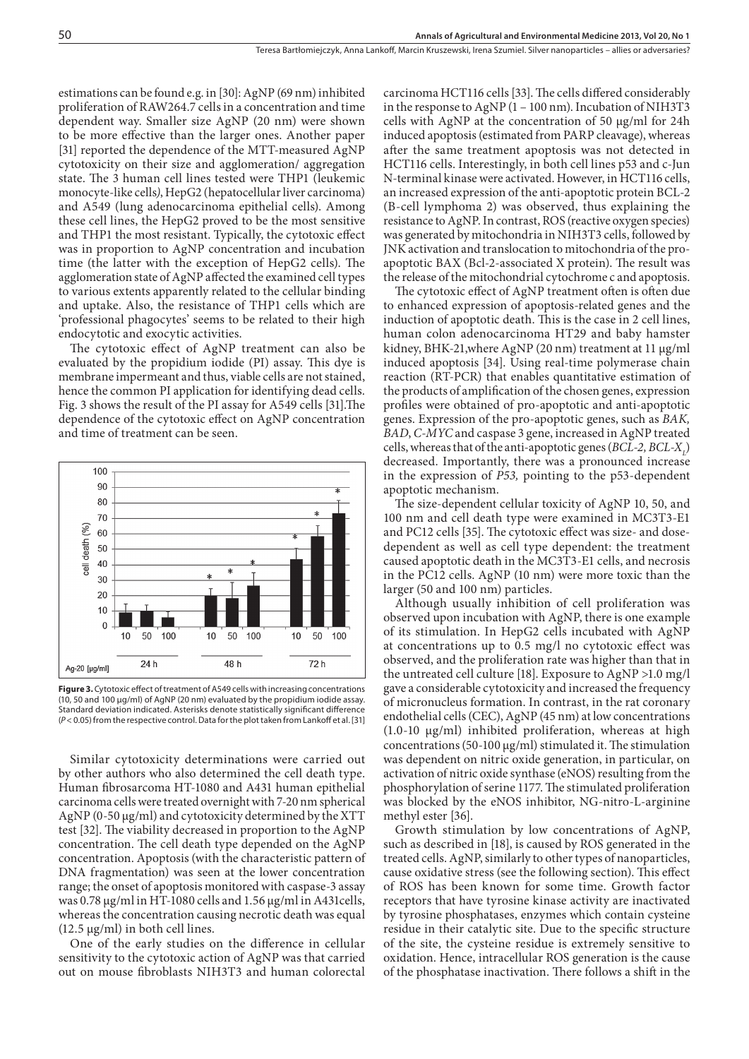estimations can be found e.g. in [30]: AgNP (69 nm) inhibited proliferation of RAW264.7 cells in a concentration and time dependent way. Smaller size AgNP (20 nm) were shown to be more effective than the larger ones. Another paper [31] reported the dependence of the MTT-measured AgNP cytotoxicity on their size and agglomeration/ aggregation state. The 3 human cell lines tested were THP1 (leukemic monocyte-like cells), HepG2 (hepatocellular liver carcinoma) and A549 (lung adenocarcinoma epithelial cells). Among these cell lines, the HepG2 proved to be the most sensitive and THP1 the most resistant. Typically, the cytotoxic effect was in proportion to AgNP concentration and incubation time (the latter with the exception of HepG2 cells). The agglomeration state of AgNP affected the examined cell types to various extents apparently related to the cellular binding and uptake. Also, the resistance of THP1 cells which are 'professional phagocytes' seems to be related to their high endocytotic and exocytic activities.

The cytotoxic effect of AgNP treatment can also be evaluated by the propidium iodide (PI) assay. This dye is membrane impermeant and thus, viable cells are not stained, hence the common PI application for identifying dead cells. Fig. 3 shows the result of the PI assay for A549 cells [31].The dependence of the cytotoxic effect on AgNP concentration and time of treatment can be seen.

**Figure 3.** Cytotoxic effect of treatment of A549 cells with increasing concentrations (10, 50 and 100 μg/ml) of AgNP (20 nm) evaluated by the propidium iodide assay. Standard deviation indicated. Asterisks denote statistically significant difference ($P < 0.05$) from the respective control. Data for the plot taken from Lankoff et al. [31]

Similar cytotoxicity determinations were carried out by other authors who also determined the cell death type. Human fibrosarcoma HT-1080 and A431 human epithelial carcinoma cells were treated overnight with 7-20 nm spherical AgNP (0-50 μg/ml) and cytotoxicity determined by the XTT test [32]. The viability decreased in proportion to the AgNP concentration. The cell death type depended on the AgNP concentration. Apoptosis (with the characteristic pattern of DNA fragmentation) was seen at the lower concentration range; the onset of apoptosis monitored with caspase-3 assay was 0.78 μg/ml in HT-1080 cells and 1.56 μg/ml in A431cells, whereas the concentration causing necrotic death was equal (12.5 μg/ml) in both cell lines.

One of the early studies on the difference in cellular sensitivity to the cytotoxic action of AgNP was that carried out on mouse fibroblasts NIH3T3 and human colorectal carcinoma HCT116 cells [33]. The cells differed considerably in the response to AgNP (1 – 100 nm). Incubation of NIH3T3 cells with AgNP at the concentration of 50 μg/ml for 24h induced apoptosis (estimated from PARP cleavage), whereas after the same treatment apoptosis was not detected in HCT116 cells. Interestingly, in both cell lines p53 and c-Jun N-terminal kinase were activated. However, in HCT116 cells, an increased expression of the anti-apoptotic protein BCL-2 (B-cell lymphoma 2) was observed, thus explaining the resistance to AgNP. In contrast, ROS (reactive oxygen species) was generated by mitochondria in NIH3T3 cells, followed by JNK activation and translocation to mitochondria of the pro-apoptotic BAX (Bcl-2-associated X protein). The result was the release of the mitochondrial cytochrome c and apoptosis.

The cytotoxic effect of AgNP treatment often is often due to enhanced expression of apoptosis-related genes and the induction of apoptotic death. This is the case in 2 cell lines, human colon adenocarcinoma HT29 and baby hamster kidney, BHK-21,where AgNP (20 nm) treatment at 11 μg/ml induced apoptosis [34]. Using real-time polymerase chain reaction (RT-PCR) that enables quantitative estimation of the products of amplification of the chosen genes, expression profiles were obtained of pro-apoptotic and anti-apoptotic genes. Expression of the pro-apoptotic genes, such as *BAK, BAD*, *C-MYC* and caspase 3 gene, increased in AgNP treated cells, whereas that of the anti-apoptotic genes (*BCL-2, BCL-$X_L$*) decreased. Importantly, there was a pronounced increase in the expression of *P53,* pointing to the p53-dependent apoptotic mechanism.

The size-dependent cellular toxicity of AgNP 10, 50, and 100 nm and cell death type were examined in MC3T3-E1 and PC12 cells [35]. The cytotoxic effect was size- and dose-dependent as well as cell type dependent: the treatment caused apoptotic death in the MC3T3-E1 cells, and necrosis in the PC12 cells. AgNP (10 nm) were more toxic than the larger (50 and 100 nm) particles.

Although usually inhibition of cell proliferation was observed upon incubation with AgNP, there is one example of its stimulation. In HepG2 cells incubated with AgNP at concentrations up to 0.5 mg/l no cytotoxic effect was observed, and the proliferation rate was higher than that in the untreated cell culture [18]. Exposure to AgNP >1.0 mg/l gave a considerable cytotoxicity and increased the frequency of micronucleus formation. In contrast, in the rat coronary endothelial cells (CEC), AgNP (45 nm) at low concentrations (1.0-10 μg/ml) inhibited proliferation, whereas at high concentrations (50-100 μg/ml) stimulated it. The stimulation was dependent on nitric oxide generation, in particular, on activation of nitric oxide synthase (eNOS) resulting from the phosphorylation of serine 1177. The stimulated proliferation was blocked by the eNOS inhibitor, NG-nitro-L-arginine methyl ester [36].

Growth stimulation by low concentrations of AgNP, such as described in [18], is caused by ROS generated in the treated cells. AgNP, similarly to other types of nanoparticles, cause oxidative stress (see the following section). This effect of ROS has been known for some time. Growth factor receptors that have tyrosine kinase activity are inactivated by tyrosine phosphatases, enzymes which contain cysteine residue in their catalytic site. Due to the specific structure of the site, the cysteine residue is extremely sensitive to oxidation. Hence, intracellular ROS generation is the cause of the phosphatase inactivation. There follows a shift in the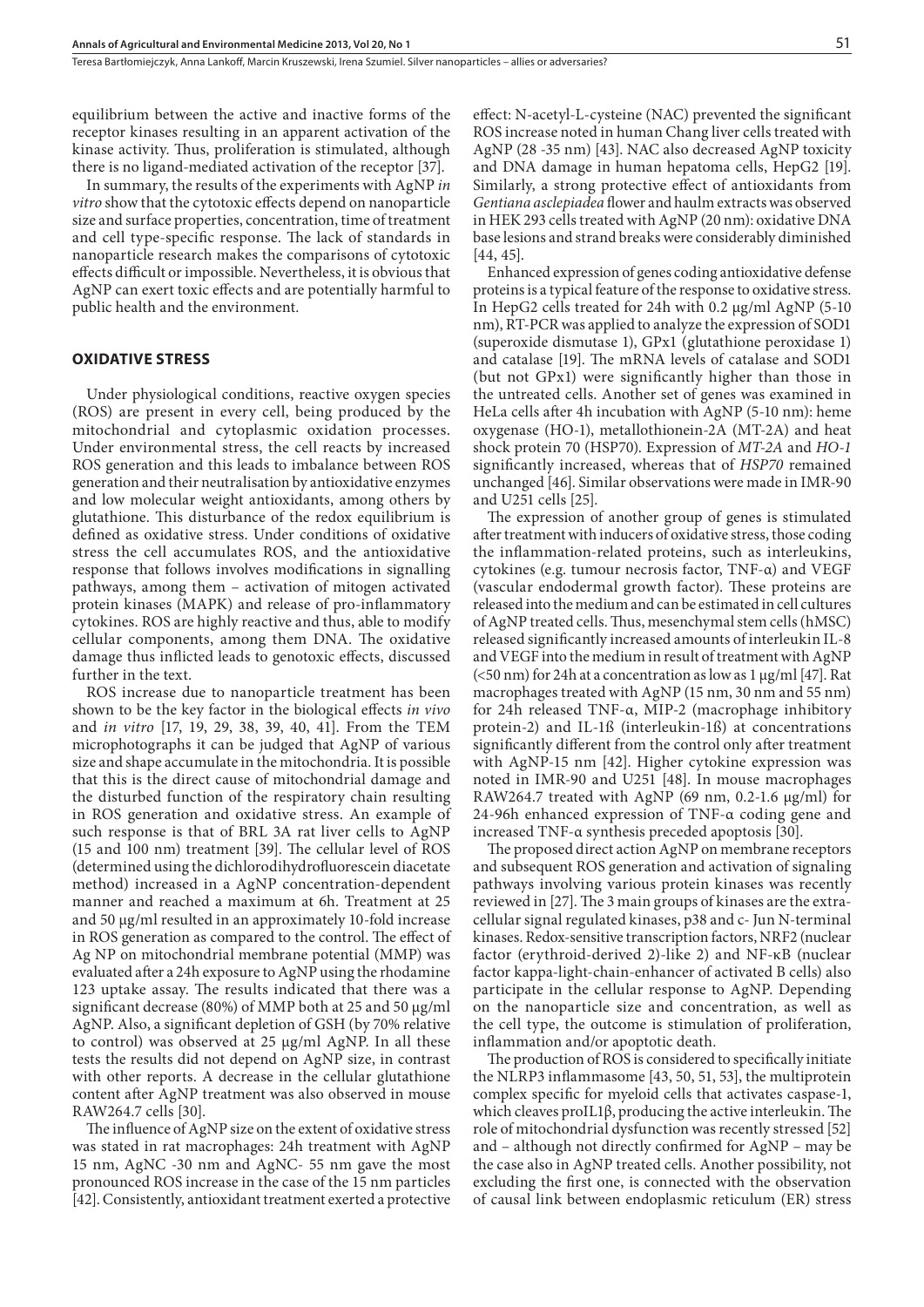equilibrium between the active and inactive forms of the receptor kinases resulting in an apparent activation of the kinase activity. Thus, proliferation is stimulated, although there is no ligand-mediated activation of the receptor [37].

In summary, the results of the experiments with AgNP *in vitro* show that the cytotoxic effects depend on nanoparticle size and surface properties, concentration, time of treatment and cell type-specific response. The lack of standards in nanoparticle research makes the comparisons of cytotoxic effects difficult or impossible. Nevertheless, it is obvious that AgNP can exert toxic effects and are potentially harmful to public health and the environment.

## OXIDATIVE STRESS

Under physiological conditions, reactive oxygen species (ROS) are present in every cell, being produced by the mitochondrial and cytoplasmic oxidation processes. Under environmental stress, the cell reacts by increased ROS generation and this leads to imbalance between ROS generation and their neutralisation by antioxidative enzymes and low molecular weight antioxidants, among others by glutathione. This disturbance of the redox equilibrium is defined as oxidative stress. Under conditions of oxidative stress the cell accumulates ROS, and the antioxidative response that follows involves modifications in signalling pathways, among them – activation of mitogen activated protein kinases (MAPK) and release of pro-inflammatory cytokines. ROS are highly reactive and thus, able to modify cellular components, among them DNA. The oxidative damage thus inflicted leads to genotoxic effects, discussed further in the text.

ROS increase due to nanoparticle treatment has been shown to be the key factor in the biological effects *in vivo* and *in vitro* [17, 19, 29, 38, 39, 40, 41]. From the TEM microphotographs it can be judged that AgNP of various size and shape accumulate in the mitochondria. It is possible that this is the direct cause of mitochondrial damage and the disturbed function of the respiratory chain resulting in ROS generation and oxidative stress. An example of such response is that of BRL 3A rat liver cells to AgNP (15 and 100 nm) treatment [39]. The cellular level of ROS (determined using the dichlorodihydrofluorescein diacetate method) increased in a AgNP concentration-dependent manner and reached a maximum at 6h. Treatment at 25 and 50 μg/ml resulted in an approximately 10-fold increase in ROS generation as compared to the control. The effect of Ag NP on mitochondrial membrane potential (MMP) was evaluated after a 24h exposure to AgNP using the rhodamine 123 uptake assay. The results indicated that there was a significant decrease (80%) of MMP both at 25 and 50 μg/ml AgNP. Also, a significant depletion of GSH (by 70% relative to control) was observed at 25 μg/ml AgNP. In all these tests the results did not depend on AgNP size, in contrast with other reports. A decrease in the cellular glutathione content after AgNP treatment was also observed in mouse RAW264.7 cells [30].

The influence of AgNP size on the extent of oxidative stress was stated in rat macrophages: 24h treatment with AgNP 15 nm, AgNC -30 nm and AgNC- 55 nm gave the most pronounced ROS increase in the case of the 15 nm particles [42]. Consistently, antioxidant treatment exerted a protective effect: N-acetyl-L-cysteine (NAC) prevented the significant ROS increase noted in human Chang liver cells treated with AgNP (28 -35 nm) [43]. NAC also decreased AgNP toxicity and DNA damage in human hepatoma cells, HepG2 [19]. Similarly, a strong protective effect of antioxidants from *Gentiana asclepiadea* flower and haulm extracts was observed in HEK 293 cells treated with AgNP (20 nm): oxidative DNA base lesions and strand breaks were considerably diminished [44, 45].

Enhanced expression of genes coding antioxidative defense proteins is a typical feature of the response to oxidative stress. In HepG2 cells treated for 24h with 0.2 μg/ml AgNP (5-10 nm), RT-PCR was applied to analyze the expression of SOD1 (superoxide dismutase 1), GPx1 (glutathione peroxidase 1) and catalase [19]. The mRNA levels of catalase and SOD1 (but not GPx1) were significantly higher than those in the untreated cells. Another set of genes was examined in HeLa cells after 4h incubation with AgNP (5-10 nm): heme oxygenase (HO-1), metallothionein-2A (MT-2A) and heat shock protein 70 (HSP70). Expression of *MT-2A* and *HO-1* significantly increased, whereas that of *HSP70* remained unchanged [46]. Similar observations were made in IMR-90 and U251 cells [25].

The expression of another group of genes is stimulated after treatment with inducers of oxidative stress, those coding the inflammation-related proteins, such as interleukins, cytokines (e.g. tumour necrosis factor, TNF-α) and VEGF (vascular endodermal growth factor). These proteins are released into the medium and can be estimated in cell cultures of AgNP treated cells. Thus, mesenchymal stem cells (hMSC) released significantly increased amounts of interleukin IL-8 and VEGF into the medium in result of treatment with AgNP (<50 nm) for 24h at a concentration as low as 1 μg/ml [47]. Rat macrophages treated with AgNP (15 nm, 30 nm and 55 nm) for 24h released TNF-α, MIP-2 (macrophage inhibitory protein-2) and IL-1ß (interleukin-1ß) at concentrations significantly different from the control only after treatment with AgNP-15 nm [42]. Higher cytokine expression was noted in IMR-90 and U251 [48]. In mouse macrophages RAW264.7 treated with AgNP (69 nm, 0.2-1.6 μg/ml) for 24-96h enhanced expression of TNF-α coding gene and increased TNF-α synthesis preceded apoptosis [30].

The proposed direct action AgNP on membrane receptors and subsequent ROS generation and activation of signaling pathways involving various protein kinases was recently reviewed in [27]. The 3 main groups of kinases are the extracellular signal regulated kinases, p38 and c- Jun N-terminal kinases. Redox-sensitive transcription factors, NRF2 (nuclear factor (erythroid-derived 2)-like 2) and NF-κB (nuclear factor kappa-light-chain-enhancer of activated B cells) also participate in the cellular response to AgNP. Depending on the nanoparticle size and concentration, as well as the cell type, the outcome is stimulation of proliferation, inflammation and/or apoptotic death.

The production of ROS is considered to specifically initiate the NLRP3 inflammasome [43, 50, 51, 53], the multiprotein complex specific for myeloid cells that activates caspase-1, which cleaves proIL1β, producing the active interleukin. The role of mitochondrial dysfunction was recently stressed [52] and – although not directly confirmed for AgNP – may be the case also in AgNP treated cells. Another possibility, not excluding the first one, is connected with the observation of causal link between endoplasmic reticulum (ER) stress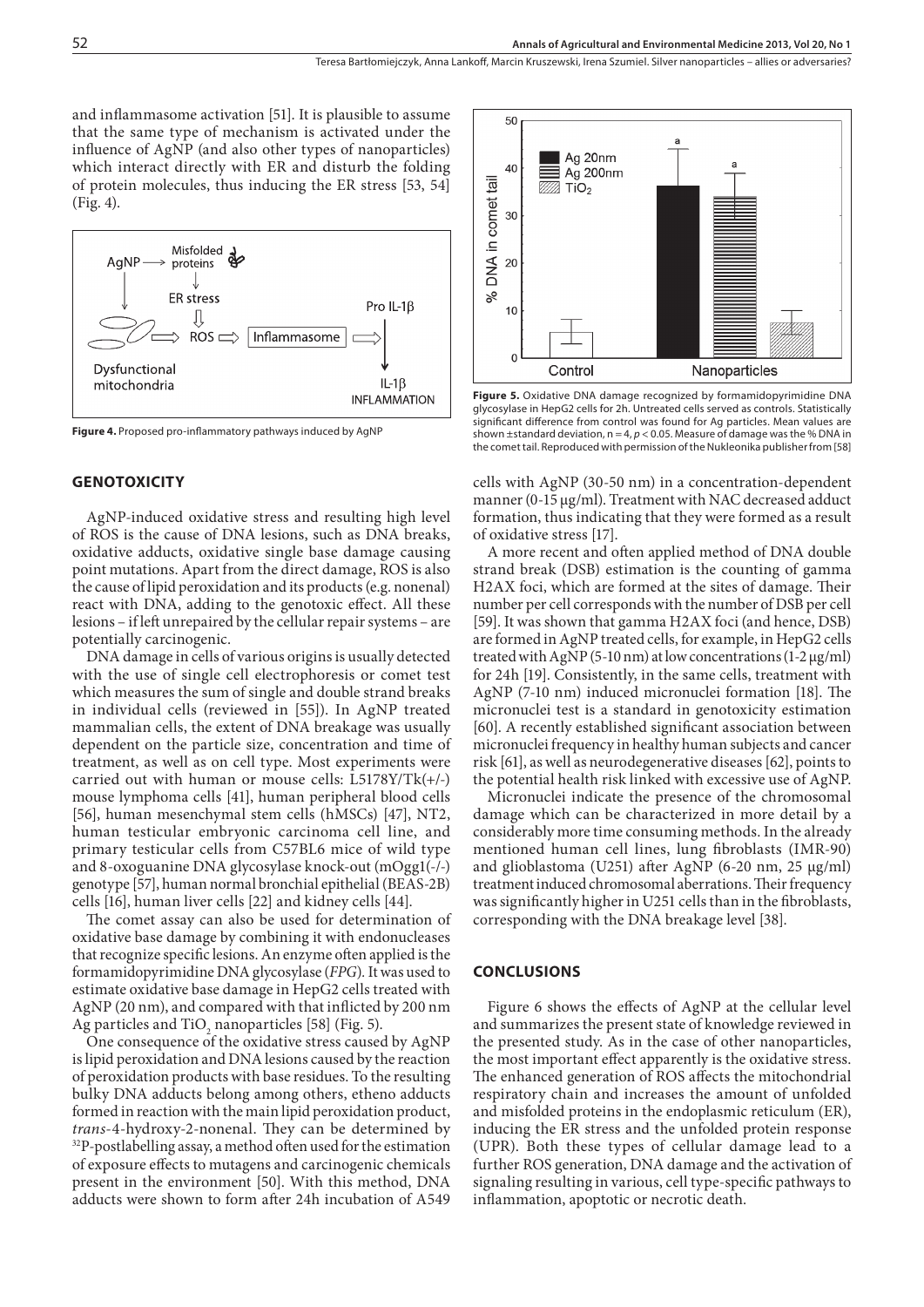and inflammasome activation [51]. It is plausible to assume that the same type of mechanism is activated under the influence of AgNP (and also other types of nanoparticles) which interact directly with ER and disturb the folding of protein molecules, thus inducing the ER stress [53, 54] (Fig. 4).

**Figure 4.** Proposed pro-inflammatory pathways induced by AgNP

## GENOTOXICITY

AgNP-induced oxidative stress and resulting high level of ROS is the cause of DNA lesions, such as DNA breaks, oxidative adducts, oxidative single base damage causing point mutations. Apart from the direct damage, ROS is also the cause of lipid peroxidation and its products (e.g. nonenal) react with DNA, adding to the genotoxic effect. All these lesions – if left unrepaired by the cellular repair systems – are potentially carcinogenic.

DNA damage in cells of various origins is usually detected with the use of single cell electrophoresis or comet test which measures the sum of single and double strand breaks in individual cells (reviewed in [55]). In AgNP treated mammalian cells, the extent of DNA breakage was usually dependent on the particle size, concentration and time of treatment, as well as on cell type. Most experiments were carried out with human or mouse cells: L5178Y/Tk(+/-) mouse lymphoma cells [41], human peripheral blood cells [56], human mesenchymal stem cells (hMSCs) [47], NT2, human testicular embryonic carcinoma cell line, and primary testicular cells from C57BL6 mice of wild type and 8-oxoguanine DNA glycosylase knock-out (mOgg1(-/-) genotype [57], human normal bronchial epithelial (BEAS-2B) cells [16], human liver cells [22] and kidney cells [44].

The comet assay can also be used for determination of oxidative base damage by combining it with endonucleases that recognize specific lesions. An enzyme often applied is the formamidopyrimidine DNA glycosylase (*FPG*). It was used to estimate oxidative base damage in HepG2 cells treated with AgNP (20 nm), and compared with that inflicted by 200 nm Ag particles and $TiO_2$ nanoparticles [58] (Fig. 5).

One consequence of the oxidative stress caused by AgNP is lipid peroxidation and DNA lesions caused by the reaction of peroxidation products with base residues. To the resulting bulky DNA adducts belong among others, etheno adducts formed in reaction with the main lipid peroxidation product, *trans*-4-hydroxy-2-nonenal. They can be determined by $^{32}$P-postlabelling assay, a method often used for the estimation of exposure effects to mutagens and carcinogenic chemicals present in the environment [50]. With this method, DNA adducts were shown to form after 24h incubation of A549 cells with AgNP (30-50 nm) in a concentration-dependent manner (0-15 μg/ml). Treatment with NAC decreased adduct formation, thus indicating that they were formed as a result of oxidative stress [17].

**Figure 5.** Oxidative DNA damage recognized by formamidopyrimidine DNA glycosylase in HepG2 cells for 2h. Untreated cells served as controls. Statistically significant difference from control was found for Ag particles. Mean values are shown ±standard deviation, n = 4, $p < 0.05$. Measure of damage was the % DNA in the comet tail. Reproduced with permission of the Nukleonika publisher from [58]

A more recent and often applied method of DNA double strand break (DSB) estimation is the counting of gamma H2AX foci, which are formed at the sites of damage. Their number per cell corresponds with the number of DSB per cell [59]. It was shown that gamma H2AX foci (and hence, DSB) are formed in AgNP treated cells, for example, in HepG2 cells treated with AgNP (5-10 nm) at low concentrations (1-2 μg/ml) for 24h [19]. Consistently, in the same cells, treatment with AgNP (7-10 nm) induced micronuclei formation [18]. The micronuclei test is a standard in genotoxicity estimation [60]. A recently established significant association between micronuclei frequency in healthy human subjects and cancer risk [61], as well as neurodegenerative diseases [62], points to the potential health risk linked with excessive use of AgNP.

Micronuclei indicate the presence of the chromosomal damage which can be characterized in more detail by a considerably more time consuming methods. In the already mentioned human cell lines, lung fibroblasts (IMR-90) and glioblastoma (U251) after AgNP (6-20 nm, 25 μg/ml) treatment induced chromosomal aberrations. Their frequency was significantly higher in U251 cells than in the fibroblasts, corresponding with the DNA breakage level [38].

## CONCLUSIONS

Figure 6 shows the effects of AgNP at the cellular level and summarizes the present state of knowledge reviewed in the presented study. As in the case of other nanoparticles, the most important effect apparently is the oxidative stress. The enhanced generation of ROS affects the mitochondrial respiratory chain and increases the amount of unfolded and misfolded proteins in the endoplasmic reticulum (ER), inducing the ER stress and the unfolded protein response (UPR). Both these types of cellular damage lead to a further ROS generation, DNA damage and the activation of signaling resulting in various, cell type-specific pathways to inflammation, apoptotic or necrotic death.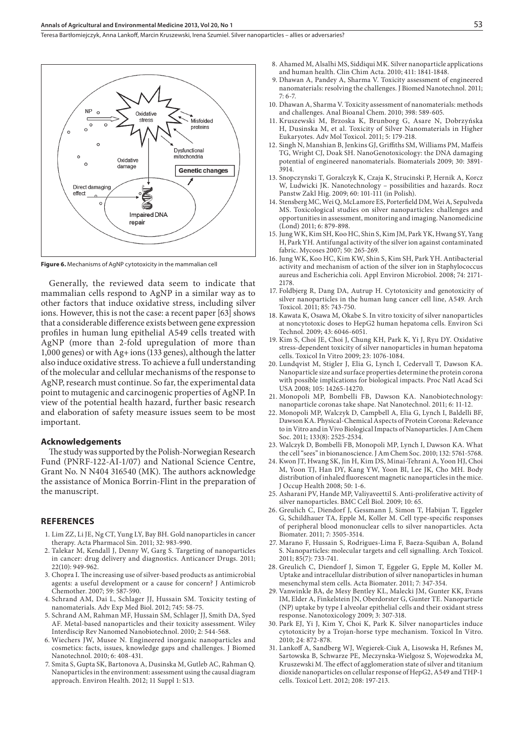**Figure 6.** Mechanisms of AgNP cytotoxicity in the mammalian cell

Generally, the reviewed data seem to indicate that mammalian cells respond to AgNP in a similar way as to other factors that induce oxidative stress, including silver ions. However, this is not the case: a recent paper [63] shows that a considerable difference exists between gene expression profiles in human lung epithelial A549 cells treated with AgNP (more than 2-fold upregulation of more than 1,000 genes) or with Ag+ ions (133 genes), although the latter also induce oxidative stress. To achieve a full understanding of the molecular and cellular mechanisms of the response to AgNP, research must continue. So far, the experimental data point to mutagenic and carcinogenic properties of AgNP. In view of the potential health hazard, further basic research and elaboration of safety measure issues seem to be most important.

## Acknowledgements

The study was supported by the Polish-Norwegian Research Fund (PNRF-122-AI-1/07) and National Science Centre, Grant No. N N404 316540 (MK). The authors acknowledge the assistance of Monica Borrin-Flint in the preparation of the manuscript.

## REFERENCES

1. Lim ZZ, Li JE, Ng CT, Yung LY, Bay BH. Gold nanoparticles in cancer therapy. Acta Pharmacol Sin. 2011; 32: 983-990.
2. Talekar M, Kendall J, Denny W, Garg S. Targeting of nanoparticles in cancer: drug delivery and diagnostics. Anticancer Drugs. 2011; 22(10): 949-962.
3. Chopra I. The increasing use of silver-based products as antimicrobial agents: a useful development or a cause for concern? J Antimicrob Chemother. 2007; 59: 587-590.
4. Schrand AM, Dai L, Schlager JJ, Hussain SM. Toxicity testing of nanomaterials. Adv Exp Med Biol. 2012; 745: 58-75.
5. Schrand AM, Rahman MF, Hussain SM, Schlager JJ, Smith DA, Syed AF. Metal-based nanoparticles and their toxicity assessment. Wiley Interdiscip Rev Nanomed Nanobiotechnol. 2010; 2: 544-568.
6. Wiechers JW, Musee N. Engineered inorganic nanoparticles and cosmetics: facts, issues, knowledge gaps and challenges. J Biomed Nanotechnol. 2010; 6: 408-431.
7. Smita S, Gupta SK, Bartonova A, Dusinska M, Gutleb AC, Rahman Q. Nanoparticles in the environment: assessment using the causal diagram approach. Environ Health. 2012; 11 Suppl 1: S13.
8. Ahamed M, Alsalhi MS, Siddiqui MK. Silver nanoparticle applications and human health. Clin Chim Acta. 2010; 411: 1841-1848.
9. Dhawan A, Pandey A, Sharma V. Toxicity assessment of engineered nanomaterials: resolving the challenges. J Biomed Nanotechnol. 2011; 7: 6-7.
10. Dhawan A, Sharma V. Toxicity assessment of nanomaterials: methods and challenges. Anal Bioanal Chem. 2010; 398: 589-605.
11. Kruszewski M, Brzoska K, Brunborg G, Asare N, Dobrzyńska H, Dusinska M, et al. Toxicity of Silver Nanomaterials in Higher Eukaryotes. Adv Mol Toxicol. 2011; 5: 179-218.
12. Singh N, Manshian B, Jenkins GJ, Griffiths SM, Williams PM, Maffeis TG, Wright CJ, Doak SH. NanoGenotoxicology: the DNA damaging potential of engineered nanomaterials. Biomaterials 2009; 30: 3891-3914.
13. Snopczynski T, Goralczyk K, Czaja K, Strucinski P, Hernik A, Korcz W, Ludwicki JK. Nanotechnology – possibilities and hazards. Rocz Panstw Zakl Hig. 2009; 60: 101-111 (in Polish).
14. Stensberg MC, Wei Q, McLamore ES, Porterfield DM, Wei A, Sepulveda MS. Toxicological studies on silver nanoparticles: challenges and opportunities in assessment, monitoring and imaging. Nanomedicine (Lond) 2011; 6: 879-898.
15. Jung WK, Kim SH, Koo HC, Shin S, Kim JM, Park YK, Hwang SY, Yang H, Park YH. Antifungal activity of the silver ion against contaminated fabric. Mycoses 2007; 50: 265-269.
16. Jung WK, Koo HC, Kim KW, Shin S, Kim SH, Park YH. Antibacterial activity and mechanism of action of the silver ion in Staphylococcus aureus and Escherichia coli. Appl Environ Microbiol. 2008; 74: 2171-2178.
17. Foldbjerg R, Dang DA, Autrup H. Cytotoxicity and genotoxicity of silver nanoparticles in the human lung cancer cell line, A549. Arch Toxicol. 2011; 85: 743-750.
18. Kawata K, Osawa M, Okabe S. In vitro toxicity of silver nanoparticles at noncytotoxic doses to HepG2 human hepatoma cells. Environ Sci Technol. 2009; 43: 6046-6051.
19. Kim S, Choi JE, Choi J, Chung KH, Park K, Yi J, Ryu DY. Oxidative stress-dependent toxicity of silver nanoparticles in human hepatoma cells. Toxicol In Vitro 2009; 23: 1076-1084.
20. Lundqvist M, Stigler J, Elia G, Lynch I, Cedervall T, Dawson KA. Nanoparticle size and surface properties determine the protein corona with possible implications for biological impacts. Proc Natl Acad Sci USA 2008; 105: 14265-14270.
21. Monopoli MP, Bombelli FB, Dawson KA. Nanobiotechnology: nanoparticle coronas take shape. Nat Nanotechnol. 2011; 6: 11-12.
22. Monopoli MP, Walczyk D, Campbell A, Elia G, Lynch I, Baldelli BF, Dawson KA. Physical-Chemical Aspects of Protein Corona: Relevance to in Vitro and in Vivo Biological Impacts of Nanoparticles. J Am Chem Soc. 2011; 133(8): 2525-2534.
23. Walczyk D, Bombelli FB, Monopoli MP, Lynch I, Dawson KA. What the cell "sees" in bionanoscience. J Am Chem Soc. 2010; 132: 5761-5768.
24. Kwon JT, Hwang SK, Jin H, Kim DS, Minai-Tehrani A, Yoon HJ, Choi M, Yoon TJ, Han DY, Kang YW, Yoon BI, Lee JK, Cho MH. Body distribution of inhaled fluorescent magnetic nanoparticles in the mice. J Occup Health 2008; 50: 1-6.
25. Asharani PV, Hande MP, Valiyaveettil S. Anti-proliferative activity of silver nanoparticles. BMC Cell Biol. 2009; 10: 65.
26. Greulich C, Diendorf J, Gessmann J, Simon T, Habijan T, Eggeler G, Schildhauer TA, Epple M, Koller M. Cell type-specific responses of peripheral blood mononuclear cells to silver nanoparticles. Acta Biomater. 2011; 7: 3505-3514.
27. Marano F, Hussain S, Rodrigues-Lima F, Baeza-Squiban A, Boland S. Nanoparticles: molecular targets and cell signalling. Arch Toxicol. 2011; 85(7): 733-741.
28. Greulich C, Diendorf J, Simon T, Eggeler G, Epple M, Koller M. Uptake and intracellular distribution of silver nanoparticles in human mesenchymal stem cells. Acta Biomater. 2011; 7: 347-354.
29. Vanwinkle BA, de Mesy Bentley KL, Malecki JM, Gunter KK, Evans IM, Elder A, Finkelstein JN, Oberdorster G, Gunter TE. Nanoparticle (NP) uptake by type I alveolar epithelial cells and their oxidant stress response. Nanotoxicology 2009; 3: 307-318.
30. Park EJ, Yi J, Kim Y, Choi K, Park K. Silver nanoparticles induce cytotoxicity by a Trojan-horse type mechanism. Toxicol In Vitro. 2010; 24: 872-878.
31. Lankoff A, Sandberg WJ, Wegierek-Ciuk A, Lisowska H, Refsnes M, Sartowska B, Schwarze PE, Meczynska-Wielgosz S, Wojewodzka M, Kruszewski M. The effect of agglomeration state of silver and titanium dioxide nanoparticles on cellular response of HepG2, A549 and THP-1 cells. Toxicol Lett. 2012; 208: 197-213.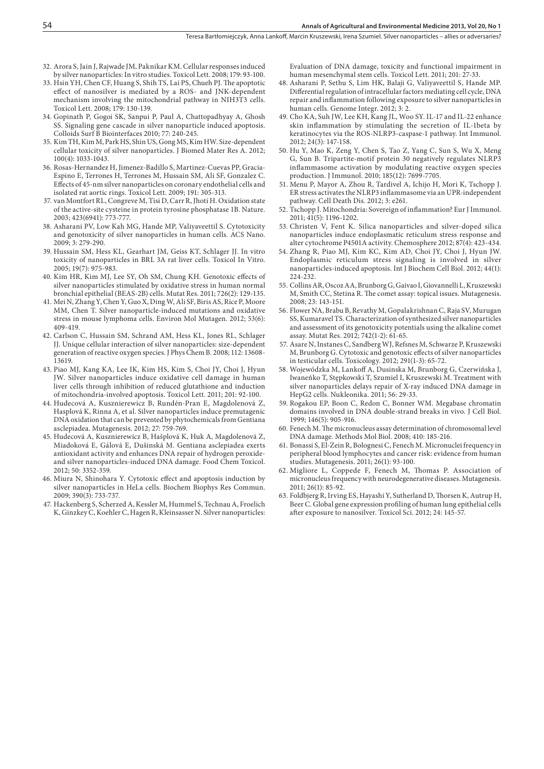32. Arora S, Jain J, Rajwade JM, Paknikar KM. Cellular responses induced by silver nanoparticles: In vitro studies. Toxicol Lett. 2008; 179: 93-100.
33. Hsin YH, Chen CF, Huang S, Shih TS, Lai PS, Chueh PJ. The apoptotic effect of nanosilver is mediated by a ROS- and JNK-dependent mechanism involving the mitochondrial pathway in NIH3T3 cells. Toxicol Lett. 2008; 179: 130-139.
34. Gopinath P, Gogoi SK, Sanpui P, Paul A, Chattopadhyay A, Ghosh SS. Signaling gene cascade in silver nanoparticle induced apoptosis. Colloids Surf B Biointerfaces 2010; 77: 240-245.
35. Kim TH, Kim M, Park HS, Shin US, Gong MS, Kim HW. Size-dependent cellular toxicity of silver nanoparticles. J Biomed Mater Res A. 2012; 100(4): 1033-1043.
36. Rosas-Hernandez H, Jimenez-Badillo S, Martinez-Cuevas PP, Gracia-Espino E, Terrones H, Terrones M, Hussain SM, Ali SF, Gonzalez C. Effects of 45-nm silver nanoparticles on coronary endothelial cells and isolated rat aortic rings. Toxicol Lett. 2009; 191: 305-313.
37. van Montfort RL, Congreve M, Tisi D, Carr R, Jhoti H. Oxidation state of the active-site cysteine in protein tyrosine phosphatase 1B. Nature. 2003; 423(6941): 773-777.
38. Asharani PV, Low Kah MG, Hande MP, Valiyaveettil S. Cytotoxicity and genotoxicity of silver nanoparticles in human cells. ACS Nano. 2009; 3: 279-290.
39. Hussain SM, Hess KL, Gearhart JM, Geiss KT, Schlager JJ. In vitro toxicity of nanoparticles in BRL 3A rat liver cells. Toxicol In Vitro. 2005; 19(7): 975-983.
40. Kim HR, Kim MJ, Lee SY, Oh SM, Chung KH. Genotoxic effects of silver nanoparticles stimulated by oxidative stress in human normal bronchial epithelial (BEAS-2B) cells. Mutat Res. 2011; 726(2): 129-135.
41. Mei N, Zhang Y, Chen Y, Guo X, Ding W, Ali SF, Biris AS, Rice P, Moore MM, Chen T. Silver nanoparticle-induced mutations and oxidative stress in mouse lymphoma cells. Environ Mol Mutagen. 2012; 53(6): 409-419.
42. Carlson C, Hussain SM, Schrand AM, Hess KL, Jones RL, Schlager JJ. Unique cellular interaction of silver nanoparticles: size-dependent generation of reactive oxygen species. J Phys Chem B. 2008; 112: 13608-13619.
43. Piao MJ, Kang KA, Lee IK, Kim HS, Kim S, Choi JY, Choi J, Hyun JW. Silver nanoparticles induce oxidative cell damage in human liver cells through inhibition of reduced glutathione and induction of mitochondria-involved apoptosis. Toxicol Lett. 2011; 201: 92-100.
44. Hudecová A, Kusznierewicz B, Rundén-Pran E, Magdolenová Z, Hasplová K, Rinna A, et al. Silver nanoparticles induce premutagenic DNA oxidation that can be prevented by phytochemicals from Gentiana asclepiadea. Mutagenesis. 2012; 27: 759-769.
45. Hudecová A, Kusznierewicz B, Hašplová K, Huk A, Magdolenová Z, Miadoková E, Gálová E, Dušinská M. Gentiana asclepiadea exerts antioxidant activity and enhances DNA repair of hydrogen peroxide- and silver nanoparticles-induced DNA damage. Food Chem Toxicol. 2012; 50: 3352-359.
46. Miura N, Shinohara Y. Cytotoxic effect and apoptosis induction by silver nanoparticles in HeLa cells. Biochem Biophys Res Commun. 2009; 390(3): 733-737.
47. Hackenberg S, Scherzed A, Kessler M, Hummel S, Technau A, Froelich K, Ginzkey C, Koehler C, Hagen R, Kleinsasser N. Silver nanoparticles: Evaluation of DNA damage, toxicity and functional impairment in human mesenchymal stem cells. Toxicol Lett. 2011; 201: 27-33.
48. Asharani P, Sethu S, Lim HK, Balaji G, Valiyaveettil S, Hande MP. Differential regulation of intracellular factors mediating cell cycle, DNA repair and inflammation following exposure to silver nanoparticles in human cells. Genome Integr. 2012; 3: 2.
49. Cho KA, Suh JW, Lee KH, Kang JL, Woo SY. IL-17 and IL-22 enhance skin inflammation by stimulating the secretion of IL-1beta by keratinocytes via the ROS-NLRP3-caspase-1 pathway. Int Immunol. 2012; 24(3): 147-158.
50. Hu Y, Mao K, Zeng Y, Chen S, Tao Z, Yang C, Sun S, Wu X, Meng G, Sun B. Tripartite-motif protein 30 negatively regulates NLRP3 inflammasome activation by modulating reactive oxygen species production. J Immunol. 2010; 185(12): 7699-7705.
51. Menu P, Mayor A, Zhou R, Tardivel A, Ichijo H, Mori K, Tschopp J. ER stress activates the NLRP3 inflammasome via an UPR-independent pathway. Cell Death Dis. 2012; 3: e261.
52. Tschopp J. Mitochondria: Sovereign of inflammation? Eur J Immunol. 2011; 41(5): 1196-1202.
53. Christen V, Fent K. Silica nanoparticles and silver-doped silica nanoparticles induce endoplasmatic reticulum stress response and alter cytochrome P4501A activity. Chemosphere 2012; 87(4): 423-434.
54. Zhang R, Piao MJ, Kim KC, Kim AD, Choi JY, Choi J, Hyun JW. Endoplasmic reticulum stress signaling is involved in silver nanoparticles-induced apoptosis. Int J Biochem Cell Biol. 2012; 44(1): 224-232.
55. Collins AR, Oscoz AA, Brunborg G, Gaivao I, Giovannelli L, Kruszewski M, Smith CC, Stetina R. The comet assay: topical issues. Mutagenesis. 2008; 23: 143-151.
56. Flower NA, Brabu B, Revathy M, Gopalakrishnan C, Raja SV, Murugan SS, Kumaravel TS. Characterization of synthesized silver nanoparticles and assessment of its genotoxicity potentials using the alkaline comet assay. Mutat Res. 2012; 742(1-2): 61-65.
57. Asare N, Instanes C, Sandberg WJ, Refsnes M, Schwarze P, Kruszewski M, Brunborg G. Cytotoxic and genotoxic effects of silver nanoparticles in testicular cells. Toxicology. 2012; 291(1-3): 65-72.
58. Wojewódzka M, Lankoff A, Dusinska M, Brunborg G, Czerwińska J, Iwaneńko T, Stępkowski T, Szumiel I, Kruszewski M. Treatment with silver nanoparticles delays repair of X-ray induced DNA damage in HepG2 cells. Nukleonika. 2011; 56: 29-33.
59. Rogakou EP, Boon C, Redon C, Bonner WM. Megabase chromatin domains involved in DNA double-strand breaks in vivo. J Cell Biol. 1999; 146(5): 905-916.
60. Fenech M. The micronucleus assay determination of chromosomal level DNA damage. Methods Mol Biol. 2008; 410: 185-216.
61. Bonassi S, El-Zein R, Bolognesi C, Fenech M. Micronuclei frequency in peripheral blood lymphocytes and cancer risk: evidence from human studies. Mutagenesis. 2011; 26(1): 93-100.
62. Migliore L, Coppede F, Fenech M, Thomas P. Association of micronucleus frequency with neurodegenerative diseases. Mutagenesis. 2011; 26(1): 85-92.
63. Foldbjerg R, Irving ES, Hayashi Y, Sutherland D, Thorsen K, Autrup H, Beer C. Global gene expression profiling of human lung epithelial cells after exposure to nanosilver. Toxicol Sci. 2012; 24: 145-57.